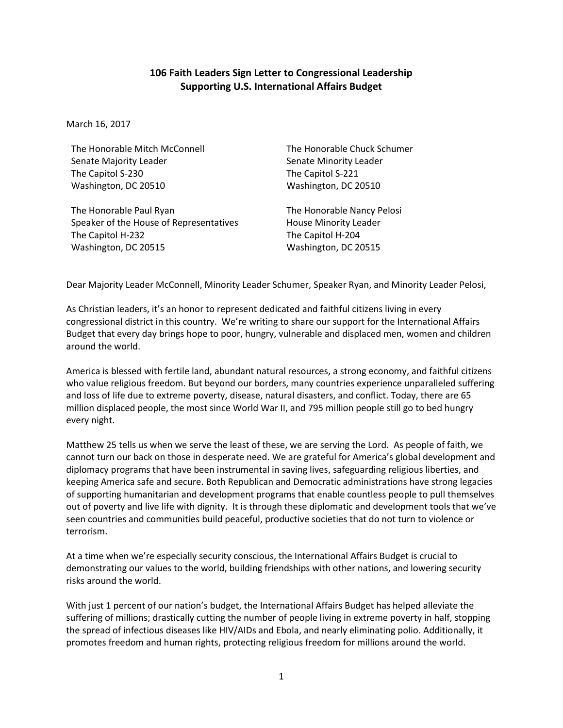# 106 Faith Leaders Sign Letter to Congressional Leadership Supporting U.S. International Affairs Budget

March 16, 2017

The Honorable Mitch McConnell
Senate Majority Leader
The Capitol S-230
Washington, DC 20510

The Honorable Chuck Schumer
Senate Minority Leader
The Capitol S-221
Washington, DC 20510

The Honorable Paul Ryan
Speaker of the House of Representatives
The Capitol H-232
Washington, DC 20515

The Honorable Nancy Pelosi
House Minority Leader
The Capitol H-204
Washington, DC 20515

Dear Majority Leader McConnell, Minority Leader Schumer, Speaker Ryan, and Minority Leader Pelosi,

As Christian leaders, it's an honor to represent dedicated and faithful citizens living in every congressional district in this country. We're writing to share our support for the International Affairs Budget that every day brings hope to poor, hungry, vulnerable and displaced men, women and children around the world.

America is blessed with fertile land, abundant natural resources, a strong economy, and faithful citizens who value religious freedom. But beyond our borders, many countries experience unparalleled suffering and loss of life due to extreme poverty, disease, natural disasters, and conflict. Today, there are 65 million displaced people, the most since World War II, and 795 million people still go to bed hungry every night.

Matthew 25 tells us when we serve the least of these, we are serving the Lord. As people of faith, we cannot turn our back on those in desperate need. We are grateful for America's global development and diplomacy programs that have been instrumental in saving lives, safeguarding religious liberties, and keeping America safe and secure. Both Republican and Democratic administrations have strong legacies of supporting humanitarian and development programs that enable countless people to pull themselves out of poverty and live life with dignity. It is through these diplomatic and development tools that we've seen countries and communities build peaceful, productive societies that do not turn to violence or terrorism.

At a time when we're especially security conscious, the International Affairs Budget is crucial to demonstrating our values to the world, building friendships with other nations, and lowering security risks around the world.

With just 1 percent of our nation's budget, the International Affairs Budget has helped alleviate the suffering of millions; drastically cutting the number of people living in extreme poverty in half, stopping the spread of infectious diseases like HIV/AIDs and Ebola, and nearly eliminating polio. Additionally, it promotes freedom and human rights, protecting religious freedom for millions around the world.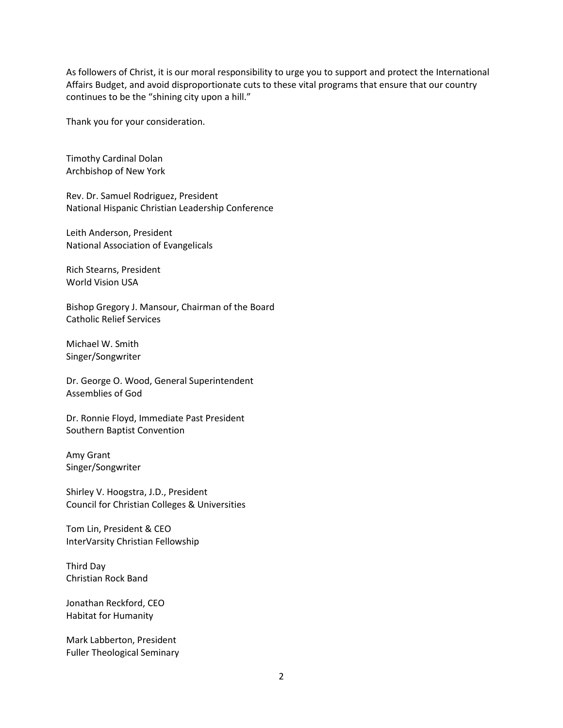As followers of Christ, it is our moral responsibility to urge you to support and protect the International Affairs Budget, and avoid disproportionate cuts to these vital programs that ensure that our country continues to be the "shining city upon a hill."

Thank you for your consideration.

Timothy Cardinal Dolan
Archbishop of New York

Rev. Dr. Samuel Rodriguez, President
National Hispanic Christian Leadership Conference

Leith Anderson, President
National Association of Evangelicals

Rich Stearns, President
World Vision USA

Bishop Gregory J. Mansour, Chairman of the Board
Catholic Relief Services

Michael W. Smith
Singer/Songwriter

Dr. George O. Wood, General Superintendent
Assemblies of God

Dr. Ronnie Floyd, Immediate Past President
Southern Baptist Convention

Amy Grant
Singer/Songwriter

Shirley V. Hoogstra, J.D., President
Council for Christian Colleges & Universities

Tom Lin, President & CEO
InterVarsity Christian Fellowship

Third Day
Christian Rock Band

Jonathan Reckford, CEO
Habitat for Humanity

Mark Labberton, President
Fuller Theological Seminary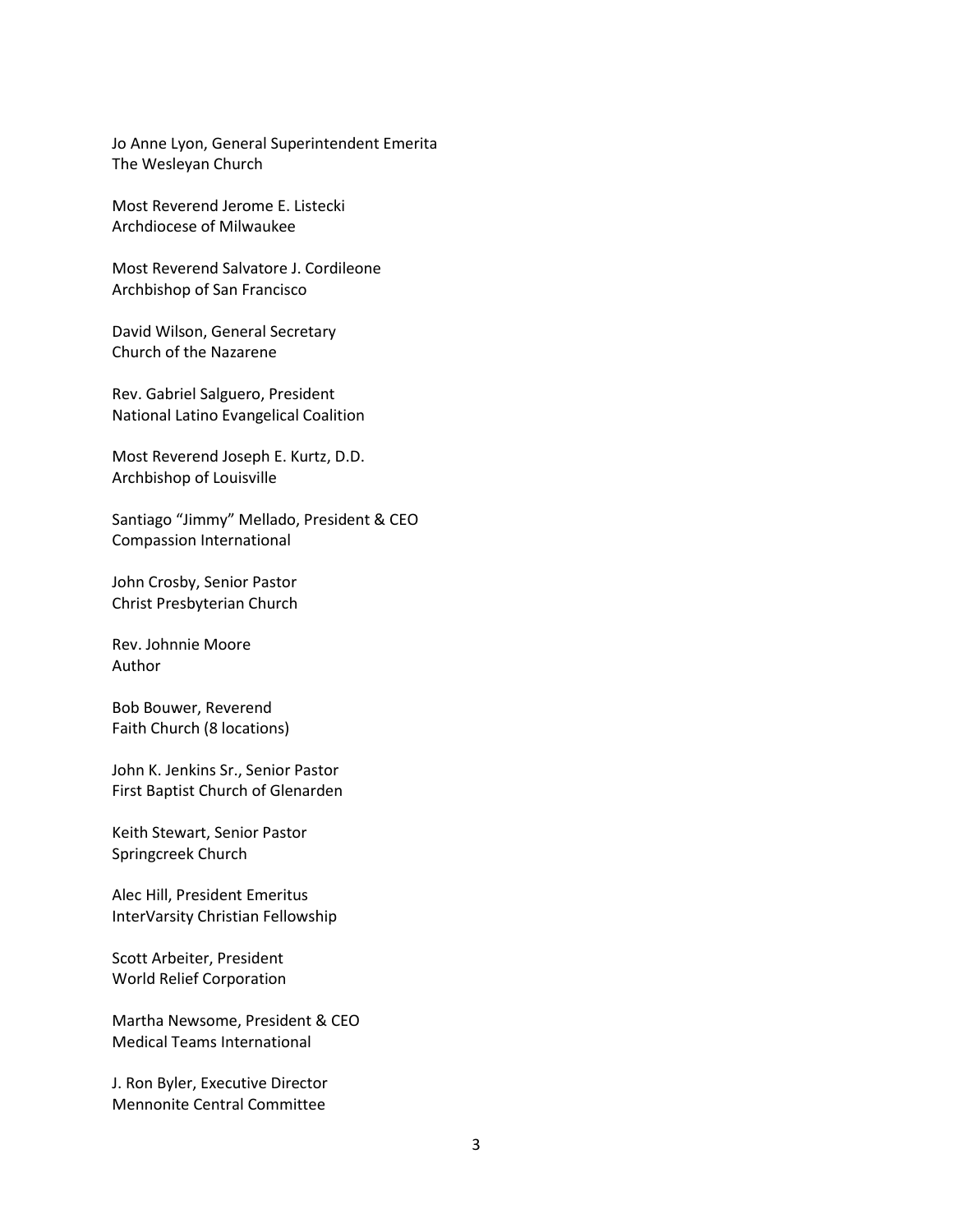Jo Anne Lyon, General Superintendent Emerita
The Wesleyan Church

Most Reverend Jerome E. Listecki
Archdiocese of Milwaukee

Most Reverend Salvatore J. Cordileone
Archbishop of San Francisco

David Wilson, General Secretary
Church of the Nazarene

Rev. Gabriel Salguero, President
National Latino Evangelical Coalition

Most Reverend Joseph E. Kurtz, D.D.
Archbishop of Louisville

Santiago "Jimmy" Mellado, President & CEO
Compassion International

John Crosby, Senior Pastor
Christ Presbyterian Church

Rev. Johnnie Moore
Author

Bob Bouwer, Reverend
Faith Church (8 locations)

John K. Jenkins Sr., Senior Pastor
First Baptist Church of Glenarden

Keith Stewart, Senior Pastor
Springcreek Church

Alec Hill, President Emeritus
InterVarsity Christian Fellowship

Scott Arbeiter, President
World Relief Corporation

Martha Newsome, President & CEO
Medical Teams International

J. Ron Byler, Executive Director
Mennonite Central Committee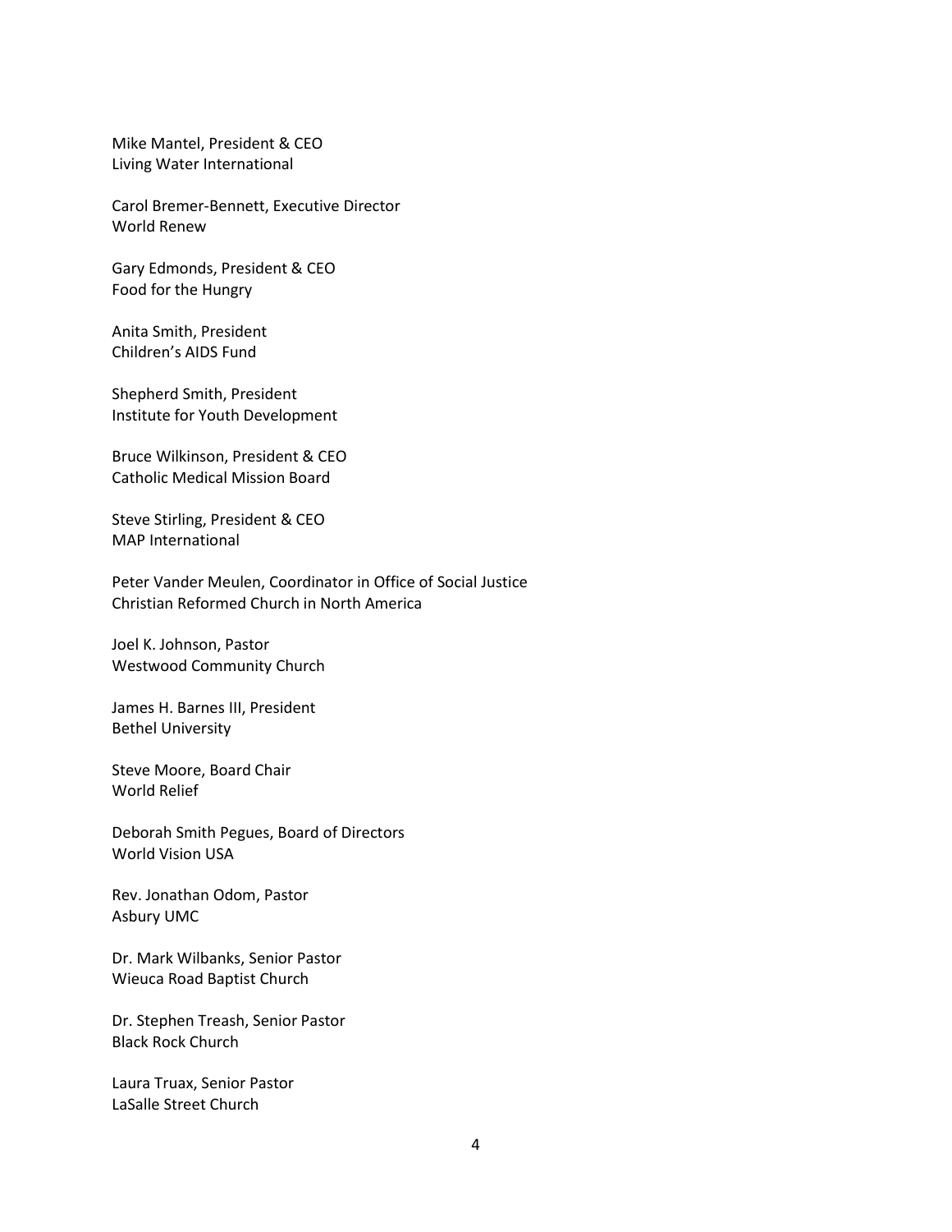Mike Mantel, President & CEO
Living Water International

Carol Bremer-Bennett, Executive Director
World Renew

Gary Edmonds, President & CEO
Food for the Hungry

Anita Smith, President
Children's AIDS Fund

Shepherd Smith, President
Institute for Youth Development

Bruce Wilkinson, President & CEO
Catholic Medical Mission Board

Steve Stirling, President & CEO
MAP International

Peter Vander Meulen, Coordinator in Office of Social Justice
Christian Reformed Church in North America

Joel K. Johnson, Pastor
Westwood Community Church

James H. Barnes III, President
Bethel University

Steve Moore, Board Chair
World Relief

Deborah Smith Pegues, Board of Directors
World Vision USA

Rev. Jonathan Odom, Pastor
Asbury UMC

Dr. Mark Wilbanks, Senior Pastor
Wieuca Road Baptist Church

Dr. Stephen Treash, Senior Pastor
Black Rock Church

Laura Truax, Senior Pastor
LaSalle Street Church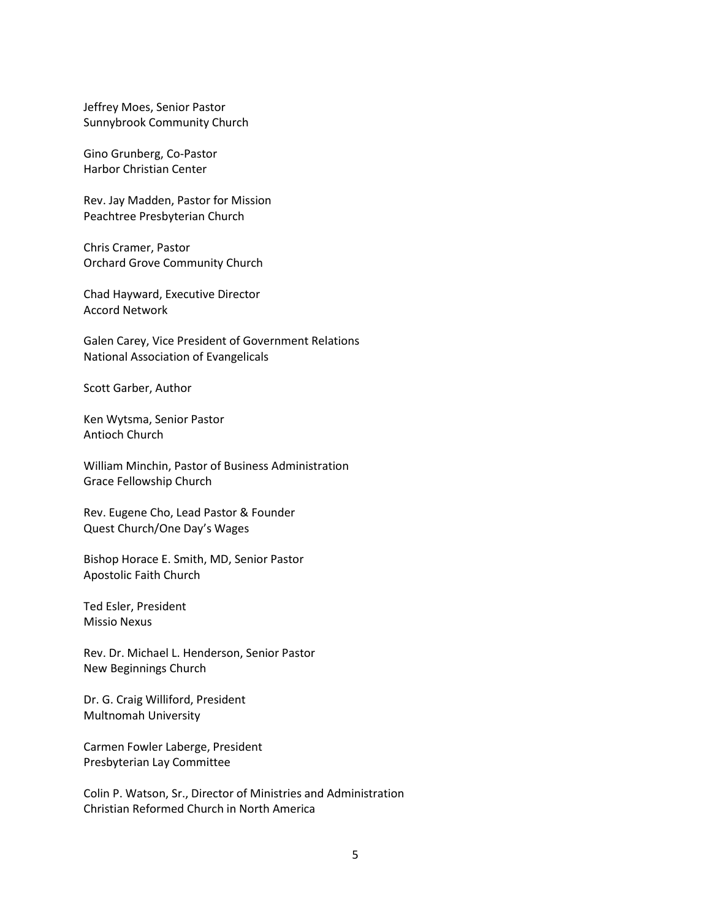Jeffrey Moes, Senior Pastor
Sunnybrook Community Church

Gino Grunberg, Co-Pastor
Harbor Christian Center

Rev. Jay Madden, Pastor for Mission
Peachtree Presbyterian Church

Chris Cramer, Pastor
Orchard Grove Community Church

Chad Hayward, Executive Director
Accord Network

Galen Carey, Vice President of Government Relations
National Association of Evangelicals

Scott Garber, Author

Ken Wytsma, Senior Pastor
Antioch Church

William Minchin, Pastor of Business Administration
Grace Fellowship Church

Rev. Eugene Cho, Lead Pastor & Founder
Quest Church/One Day's Wages

Bishop Horace E. Smith, MD, Senior Pastor
Apostolic Faith Church

Ted Esler, President
Missio Nexus

Rev. Dr. Michael L. Henderson, Senior Pastor
New Beginnings Church

Dr. G. Craig Williford, President
Multnomah University

Carmen Fowler Laberge, President
Presbyterian Lay Committee

Colin P. Watson, Sr., Director of Ministries and Administration
Christian Reformed Church in North America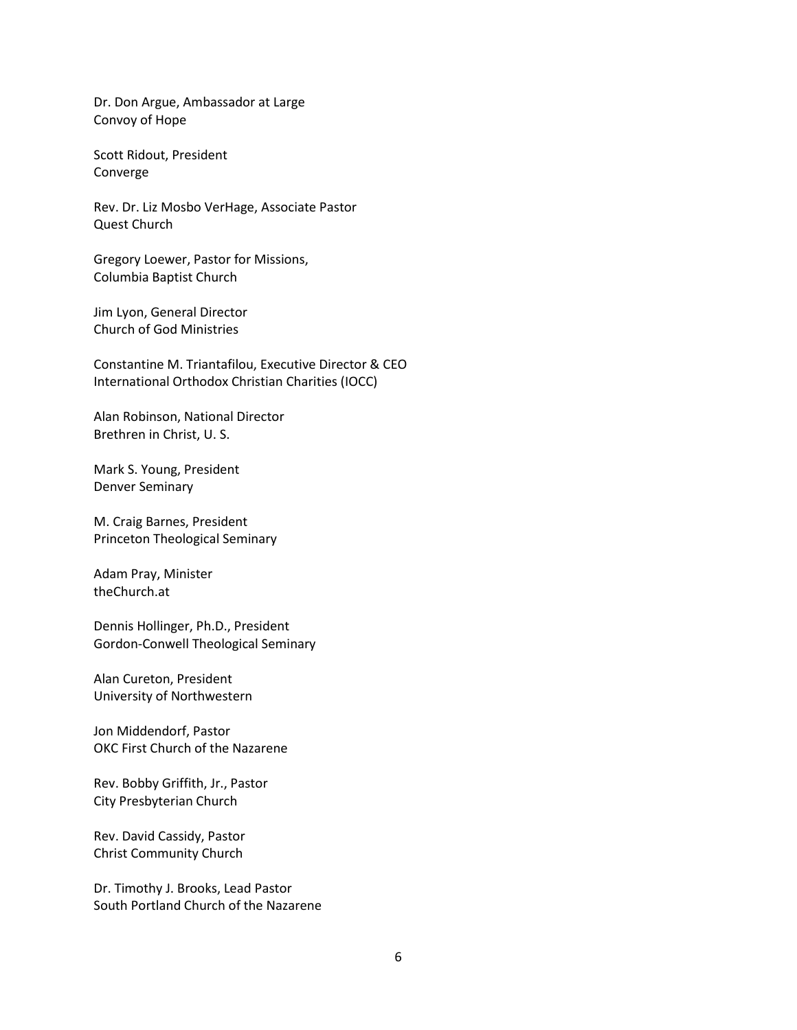Dr. Don Argue, Ambassador at Large
Convoy of Hope

Scott Ridout, President
Converge

Rev. Dr. Liz Mosbo VerHage, Associate Pastor
Quest Church

Gregory Loewer, Pastor for Missions,
Columbia Baptist Church

Jim Lyon, General Director
Church of God Ministries

Constantine M. Triantafilou, Executive Director & CEO
International Orthodox Christian Charities (IOCC)

Alan Robinson, National Director
Brethren in Christ, U. S.

Mark S. Young, President
Denver Seminary

M. Craig Barnes, President
Princeton Theological Seminary

Adam Pray, Minister
theChurch.at

Dennis Hollinger, Ph.D., President
Gordon-Conwell Theological Seminary

Alan Cureton, President
University of Northwestern

Jon Middendorf, Pastor
OKC First Church of the Nazarene

Rev. Bobby Griffith, Jr., Pastor
City Presbyterian Church

Rev. David Cassidy, Pastor
Christ Community Church

Dr. Timothy J. Brooks, Lead Pastor
South Portland Church of the Nazarene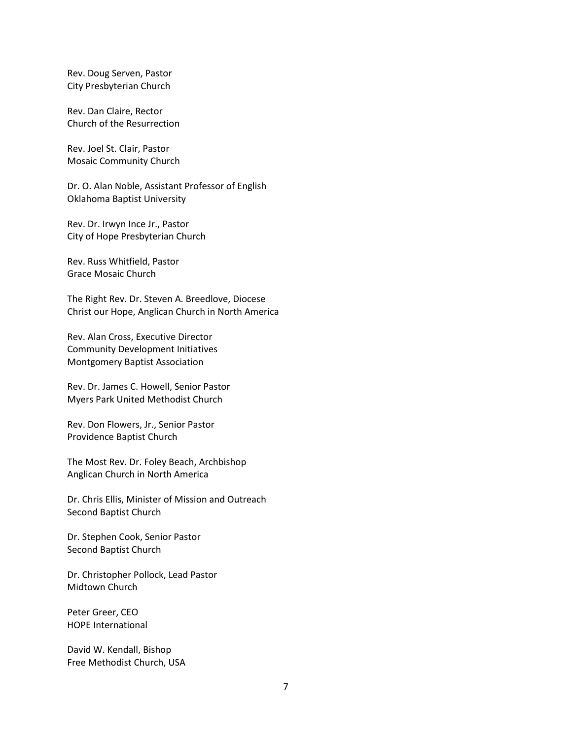Rev. Doug Serven, Pastor
City Presbyterian Church

Rev. Dan Claire, Rector
Church of the Resurrection

Rev. Joel St. Clair, Pastor
Mosaic Community Church

Dr. O. Alan Noble, Assistant Professor of English
Oklahoma Baptist University

Rev. Dr. Irwyn Ince Jr., Pastor
City of Hope Presbyterian Church

Rev. Russ Whitfield, Pastor
Grace Mosaic Church

The Right Rev. Dr. Steven A. Breedlove, Diocese
Christ our Hope, Anglican Church in North America

Rev. Alan Cross, Executive Director
Community Development Initiatives
Montgomery Baptist Association

Rev. Dr. James C. Howell, Senior Pastor
Myers Park United Methodist Church

Rev. Don Flowers, Jr., Senior Pastor
Providence Baptist Church

The Most Rev. Dr. Foley Beach, Archbishop
Anglican Church in North America

Dr. Chris Ellis, Minister of Mission and Outreach
Second Baptist Church

Dr. Stephen Cook, Senior Pastor
Second Baptist Church

Dr. Christopher Pollock, Lead Pastor
Midtown Church

Peter Greer, CEO
HOPE International

David W. Kendall, Bishop
Free Methodist Church, USA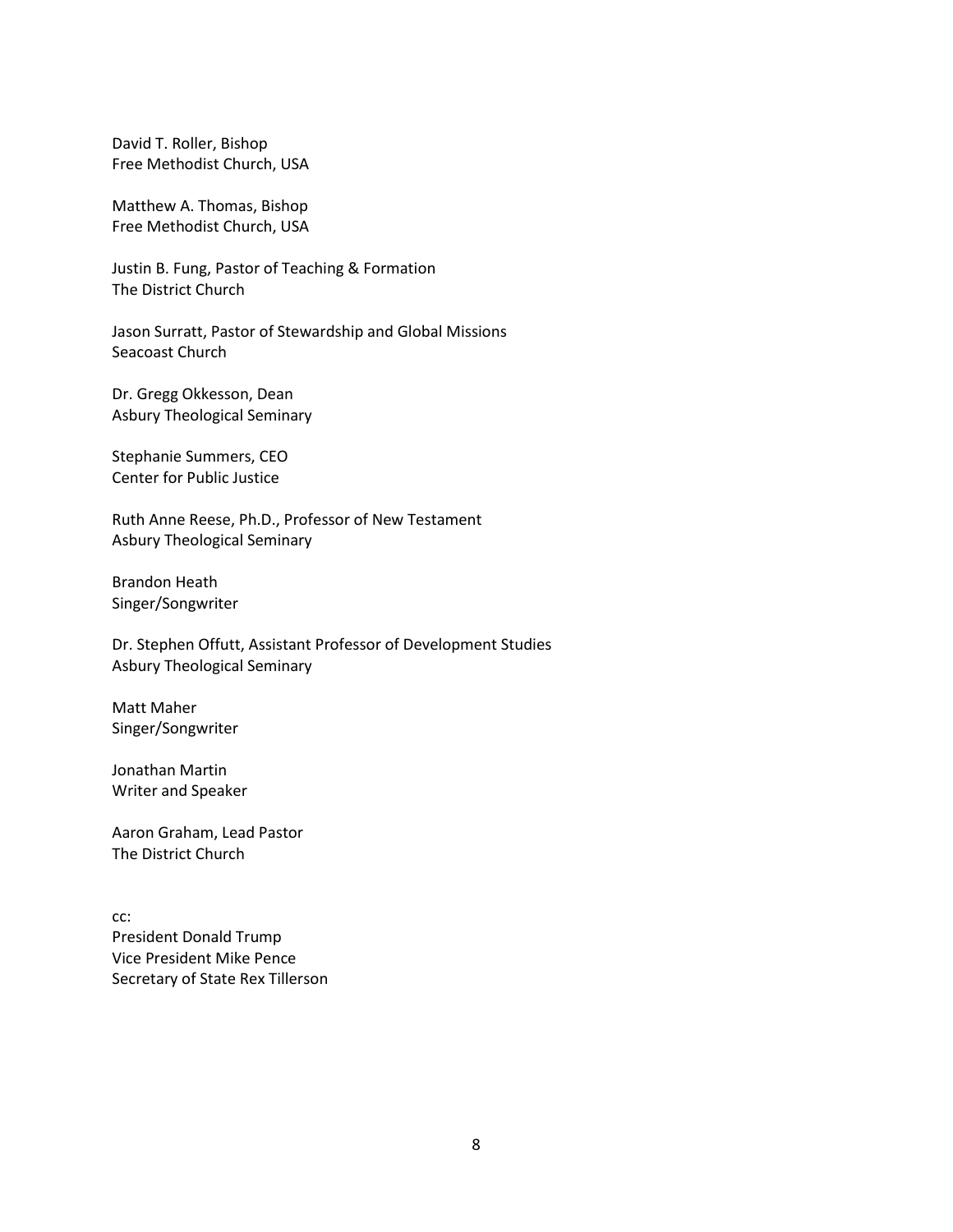David T. Roller, Bishop
Free Methodist Church, USA

Matthew A. Thomas, Bishop
Free Methodist Church, USA

Justin B. Fung, Pastor of Teaching & Formation
The District Church

Jason Surratt, Pastor of Stewardship and Global Missions
Seacoast Church

Dr. Gregg Okkesson, Dean
Asbury Theological Seminary

Stephanie Summers, CEO
Center for Public Justice

Ruth Anne Reese, Ph.D., Professor of New Testament
Asbury Theological Seminary

Brandon Heath
Singer/Songwriter

Dr. Stephen Offutt, Assistant Professor of Development Studies
Asbury Theological Seminary

Matt Maher
Singer/Songwriter

Jonathan Martin
Writer and Speaker

Aaron Graham, Lead Pastor
The District Church

cc:
President Donald Trump
Vice President Mike Pence
Secretary of State Rex Tillerson